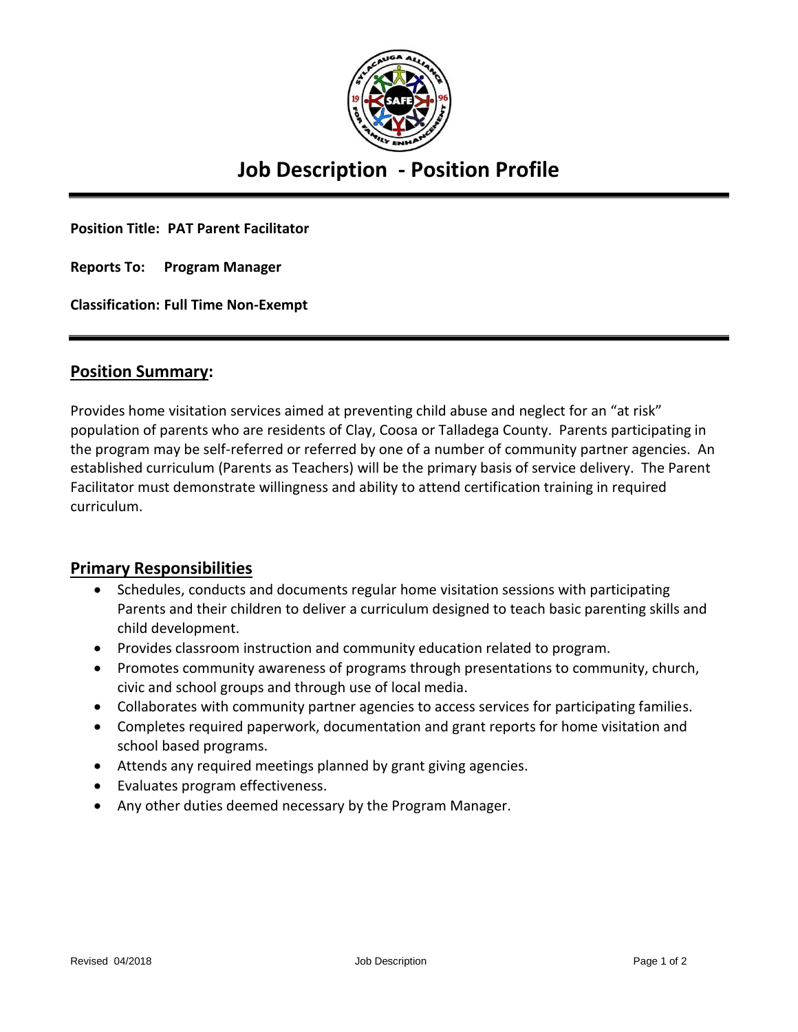# Job Description - Position Profile

**Position Title: PAT Parent Facilitator**

**Reports To: Program Manager**

**Classification: Full Time Non-Exempt**

## Position Summary:

Provides home visitation services aimed at preventing child abuse and neglect for an "at risk" population of parents who are residents of Clay, Coosa or Talladega County. Parents participating in the program may be self-referred or referred by one of a number of community partner agencies. An established curriculum (Parents as Teachers) will be the primary basis of service delivery. The Parent Facilitator must demonstrate willingness and ability to attend certification training in required curriculum.

## Primary Responsibilities

- Schedules, conducts and documents regular home visitation sessions with participating Parents and their children to deliver a curriculum designed to teach basic parenting skills and child development.
- Provides classroom instruction and community education related to program.
- Promotes community awareness of programs through presentations to community, church, civic and school groups and through use of local media.
- Collaborates with community partner agencies to access services for participating families.
- Completes required paperwork, documentation and grant reports for home visitation and school based programs.
- Attends any required meetings planned by grant giving agencies.
- Evaluates program effectiveness.
- Any other duties deemed necessary by the Program Manager.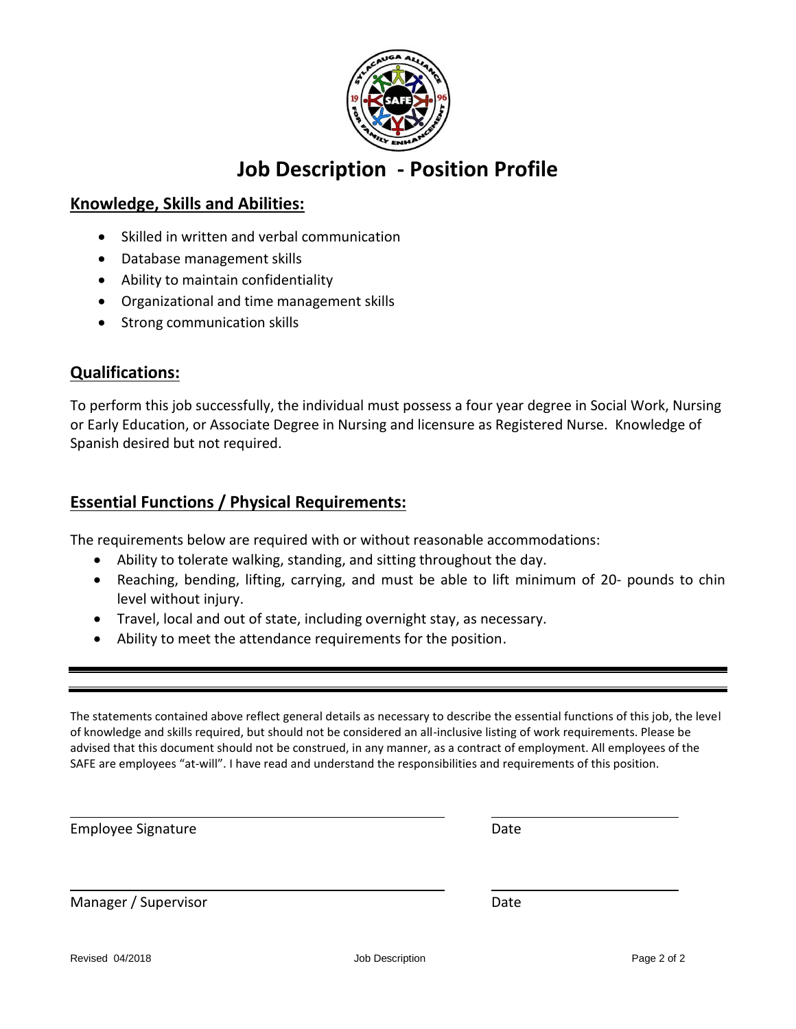# Job Description - Position Profile

## Knowledge, Skills and Abilities:

- Skilled in written and verbal communication
- Database management skills
- Ability to maintain confidentiality
- Organizational and time management skills
- Strong communication skills

## Qualifications:

To perform this job successfully, the individual must possess a four year degree in Social Work, Nursing or Early Education, or Associate Degree in Nursing and licensure as Registered Nurse. Knowledge of Spanish desired but not required.

## Essential Functions / Physical Requirements:

The requirements below are required with or without reasonable accommodations:

- Ability to tolerate walking, standing, and sitting throughout the day.
- Reaching, bending, lifting, carrying, and must be able to lift minimum of 20- pounds to chin level without injury.
- Travel, local and out of state, including overnight stay, as necessary.
- Ability to meet the attendance requirements for the position.

---

The statements contained above reflect general details as necessary to describe the essential functions of this job, the level of knowledge and skills required, but should not be considered an all-inclusive listing of work requirements. Please be advised that this document should not be construed, in any manner, as a contract of employment. All employees of the SAFE are employees "at-will". I have read and understand the responsibilities and requirements of this position.

Employee Signature ______________________ Date ____________

Manager / Supervisor ______________________ Date ____________

Revised 04/2018